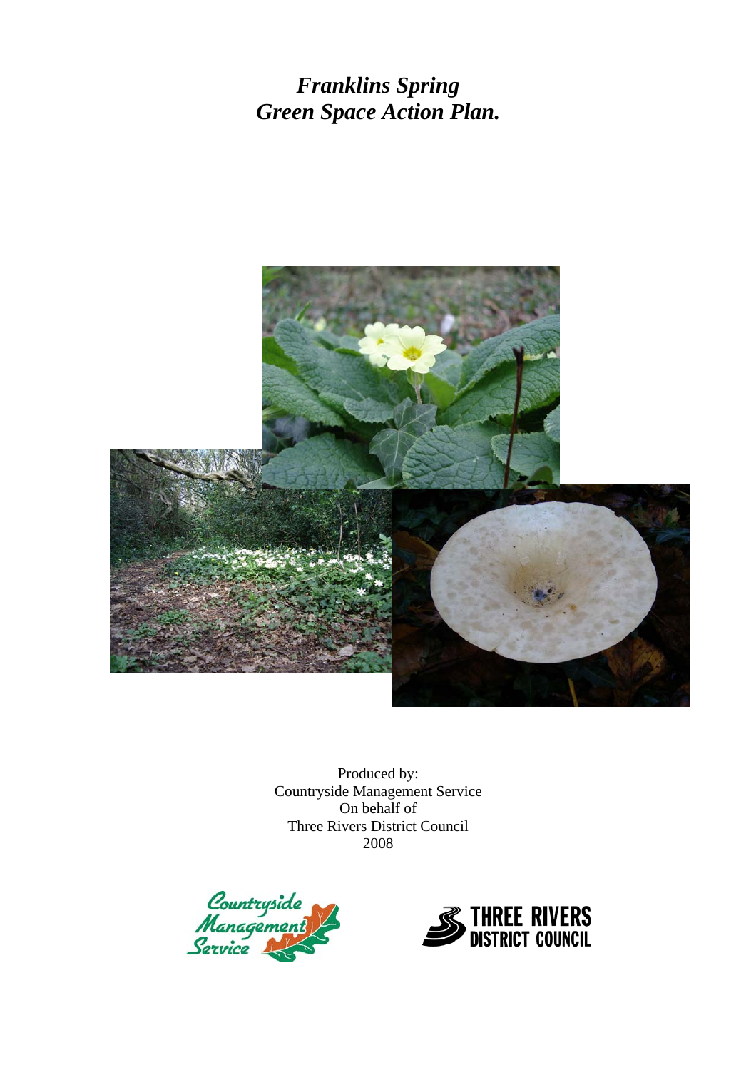# *Franklins Spring Green Space Action Plan.*

Produced by:
Countryside Management Service
On behalf of
Three Rivers District Council
2008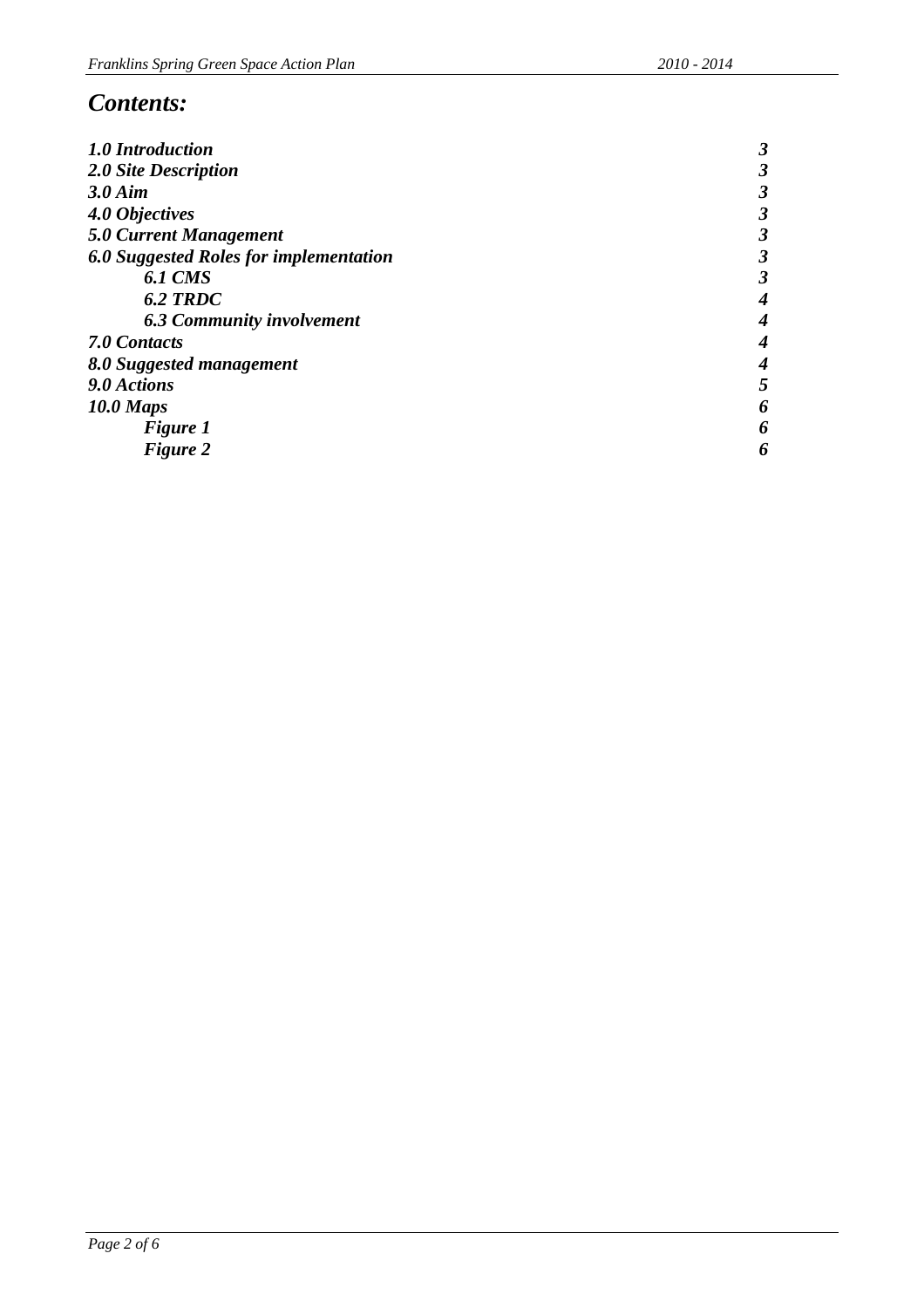# *Contents:*

| | |
|---|---|
| ***1.0 Introduction*** | ***3*** |
| ***2.0 Site Description*** | ***3*** |
| ***3.0 Aim*** | ***3*** |
| ***4.0 Objectives*** | ***3*** |
| ***5.0 Current Management*** | ***3*** |
| ***6.0 Suggested Roles for implementation*** | ***3*** |
| ***6.1 CMS*** | ***3*** |
| ***6.2 TRDC*** | ***4*** |
| ***6.3 Community involvement*** | ***4*** |
| ***7.0 Contacts*** | ***4*** |
| ***8.0 Suggested management*** | ***4*** |
| ***9.0 Actions*** | ***5*** |
| ***10.0 Maps*** | ***6*** |
| ***Figure 1*** | ***6*** |
| ***Figure 2*** | ***6*** |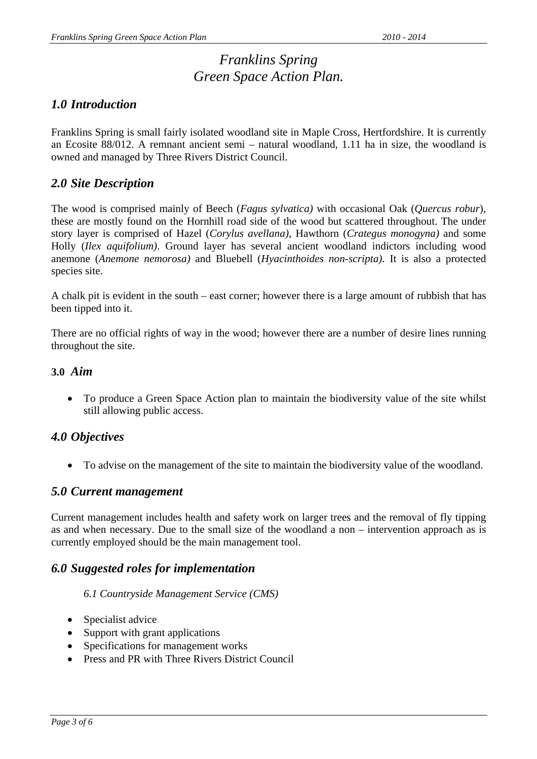# *Franklins Spring Green Space Action Plan.*

## *1.0 Introduction*

Franklins Spring is small fairly isolated woodland site in Maple Cross, Hertfordshire. It is currently an Ecosite 88/012. A remnant ancient semi – natural woodland, 1.11 ha in size, the woodland is owned and managed by Three Rivers District Council.

## *2.0 Site Description*

The wood is comprised mainly of Beech (*Fagus sylvatica)* with occasional Oak (*Quercus robur*), these are mostly found on the Hornhill road side of the wood but scattered throughout. The under story layer is comprised of Hazel (*Corylus avellana)*, Hawthorn (*Crategus monogyna)* and some Holly (*Ilex aquifolium)*. Ground layer has several ancient woodland indictors including wood anemone (*Anemone nemorosa)* and Bluebell (*Hyacinthoides non-scripta)*. It is also a protected species site.

A chalk pit is evident in the south – east corner; however there is a large amount of rubbish that has been tipped into it.

There are no official rights of way in the wood; however there are a number of desire lines running throughout the site.

### **3.0** *Aim*

- To produce a Green Space Action plan to maintain the biodiversity value of the site whilst still allowing public access.

## *4.0 Objectives*

- To advise on the management of the site to maintain the biodiversity value of the woodland.

## *5.0 Current management*

Current management includes health and safety work on larger trees and the removal of fly tipping as and when necessary. Due to the small size of the woodland a non – intervention approach as is currently employed should be the main management tool.

## *6.0 Suggested roles for implementation*

### *6.1 Countryside Management Service (CMS)*

- Specialist advice
- Support with grant applications
- Specifications for management works
- Press and PR with Three Rivers District Council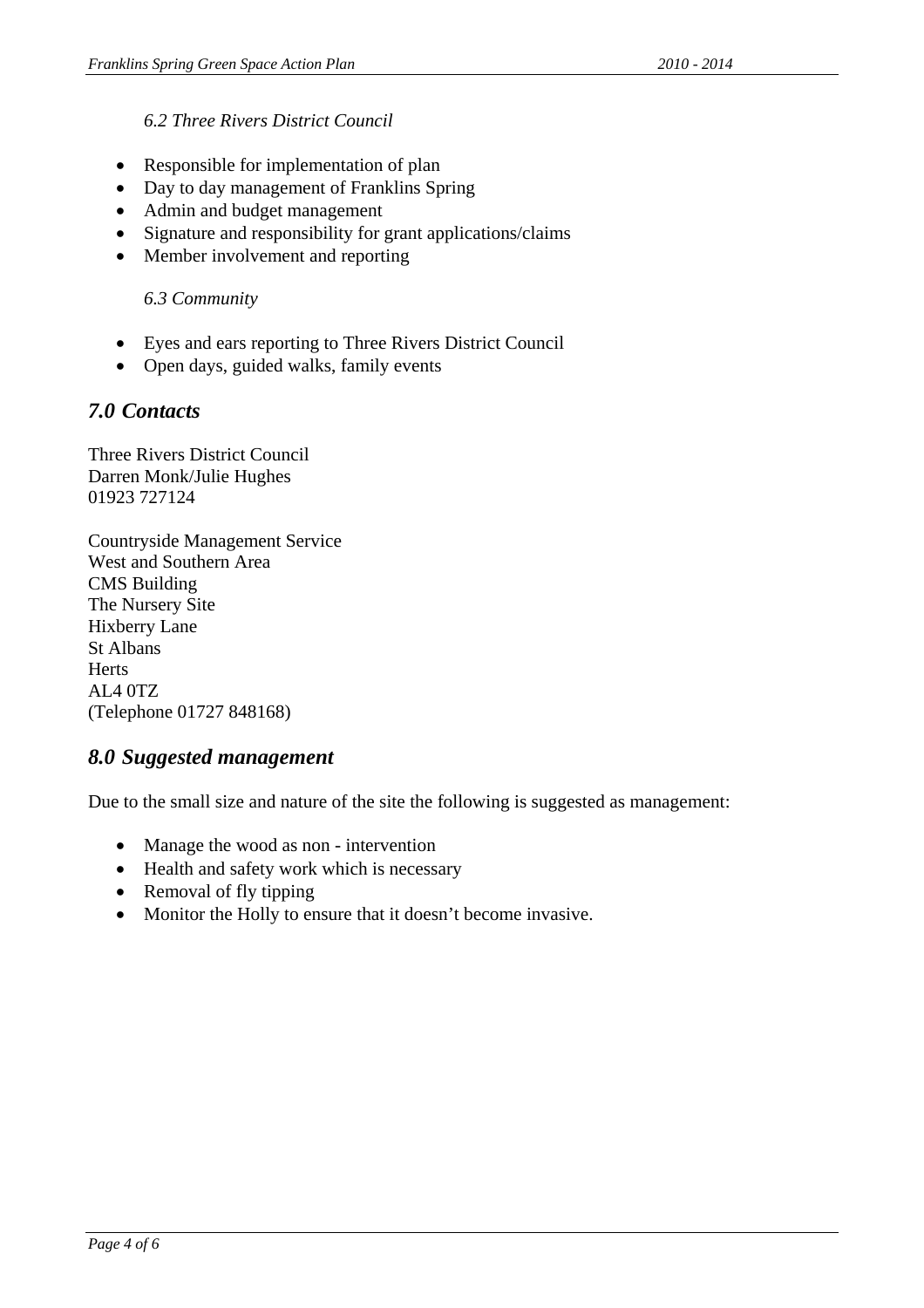### *6.2 Three Rivers District Council*

- Responsible for implementation of plan
- Day to day management of Franklins Spring
- Admin and budget management
- Signature and responsibility for grant applications/claims
- Member involvement and reporting

### *6.3 Community*

- Eyes and ears reporting to Three Rivers District Council
- Open days, guided walks, family events

## *7.0 Contacts*

Three Rivers District Council
Darren Monk/Julie Hughes
01923 727124

Countryside Management Service
West and Southern Area
CMS Building
The Nursery Site
Hixberry Lane
St Albans
Herts
AL4 0TZ
(Telephone 01727 848168)

## *8.0 Suggested management*

Due to the small size and nature of the site the following is suggested as management:

- Manage the wood as non - intervention
- Health and safety work which is necessary
- Removal of fly tipping
- Monitor the Holly to ensure that it doesn't become invasive.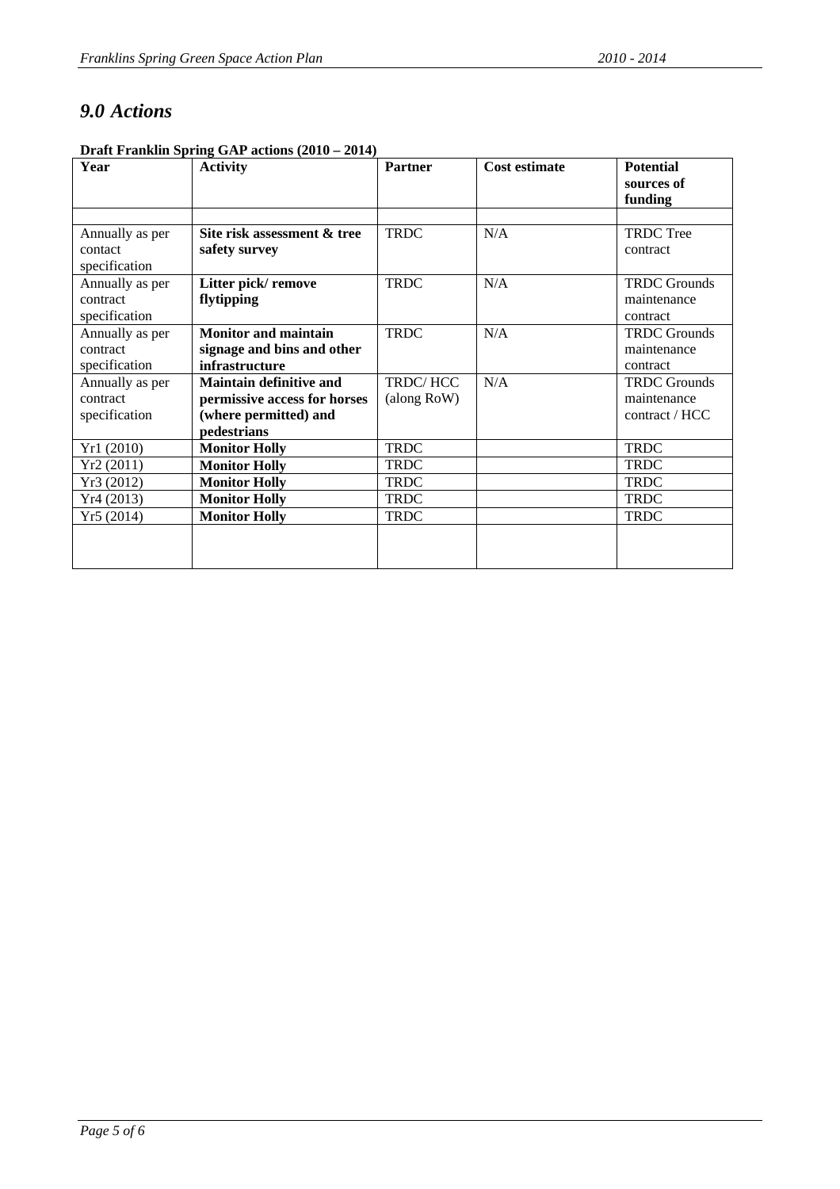## *9.0 Actions*

**Draft Franklin Spring GAP actions (2010 – 2014)**

| Year | Activity | Partner | Cost estimate | Potential sources of funding |
|---|---|---|---|---|
| | | | | |
| Annually as per contact specification | **Site risk assessment & tree safety survey** | TRDC | N/A | TRDC Tree contract |
| Annually as per contract specification | **Litter pick/ remove flytipping** | TRDC | N/A | TRDC Grounds maintenance contract |
| Annually as per contract specification | **Monitor and maintain signage and bins and other infrastructure** | TRDC | N/A | TRDC Grounds maintenance contract |
| Annually as per contract specification | **Maintain definitive and permissive access for horses (where permitted) and pedestrians** | TRDC/ HCC (along RoW) | N/A | TRDC Grounds maintenance contract / HCC |
| Yr1 (2010) | **Monitor Holly** | TRDC | | TRDC |
| Yr2 (2011) | **Monitor Holly** | TRDC | | TRDC |
| Yr3 (2012) | **Monitor Holly** | TRDC | | TRDC |
| Yr4 (2013) | **Monitor Holly** | TRDC | | TRDC |
| Yr5 (2014) | **Monitor Holly** | TRDC | | TRDC |
| | | | | |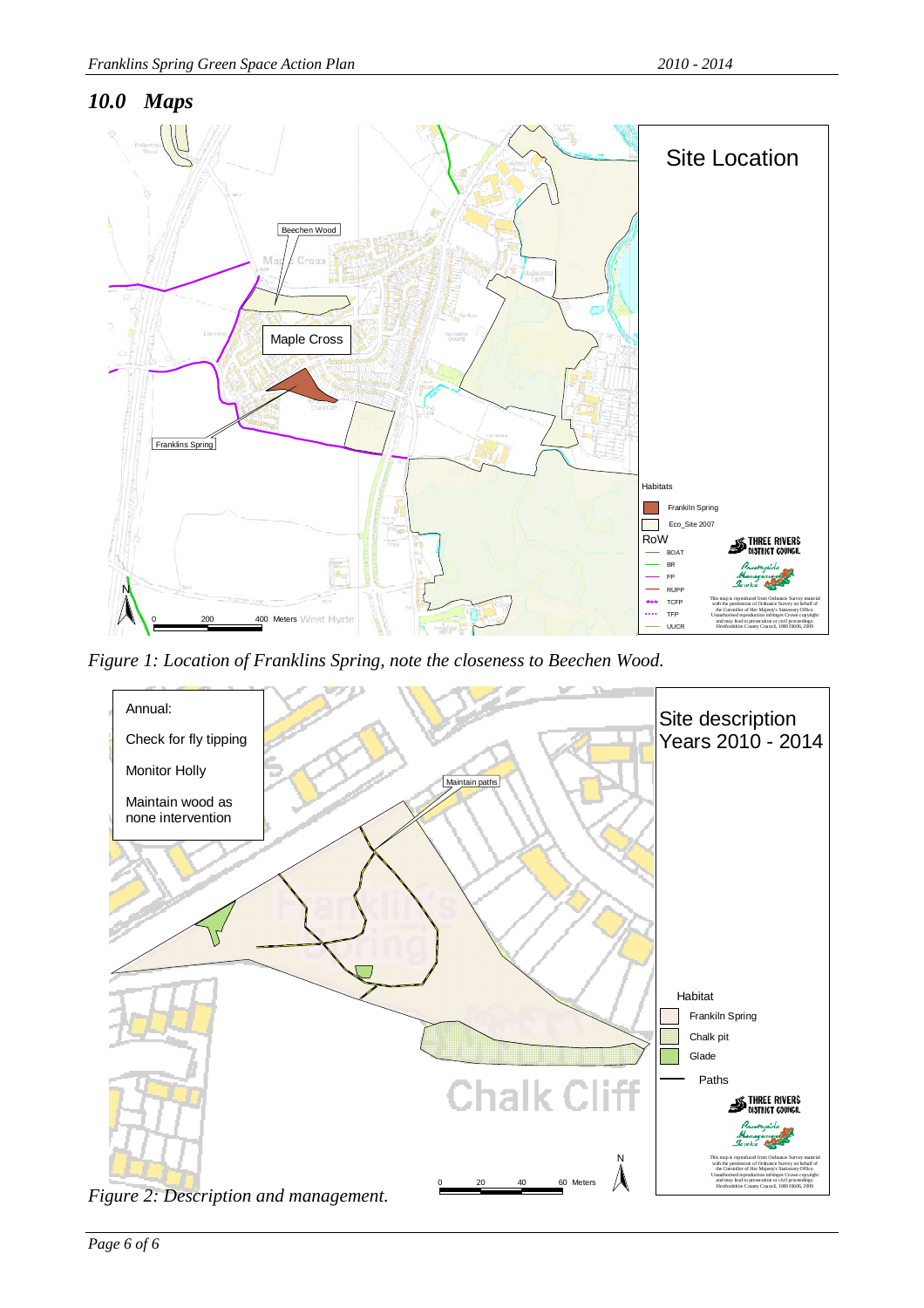# 10.0 Maps

Site Location

Beechen Wood

Maple Cross

Franklins Spring

Habitats

Frankiln Spring

Eco_Site 2007

RoW

BOAT

BR

FP

RUPP

TCFP

TFP

UUCR

THREE RIVERS DISTRICT COUNCIL

0 200 400 Meters

N

Figure 1: Location of Franklins Spring, note the closeness to Beechen Wood.

Annual:

Check for fly tipping

Monitor Holly

Maintain wood as none intervention

Maintain paths

Site description Years 2010 - 2014

Habitat

Frankiln Spring

Chalk pit

Glade

Paths

THREE RIVERS DISTRICT COUNCIL

0 20 40 60 Meters

N

Figure 2: Description and management.